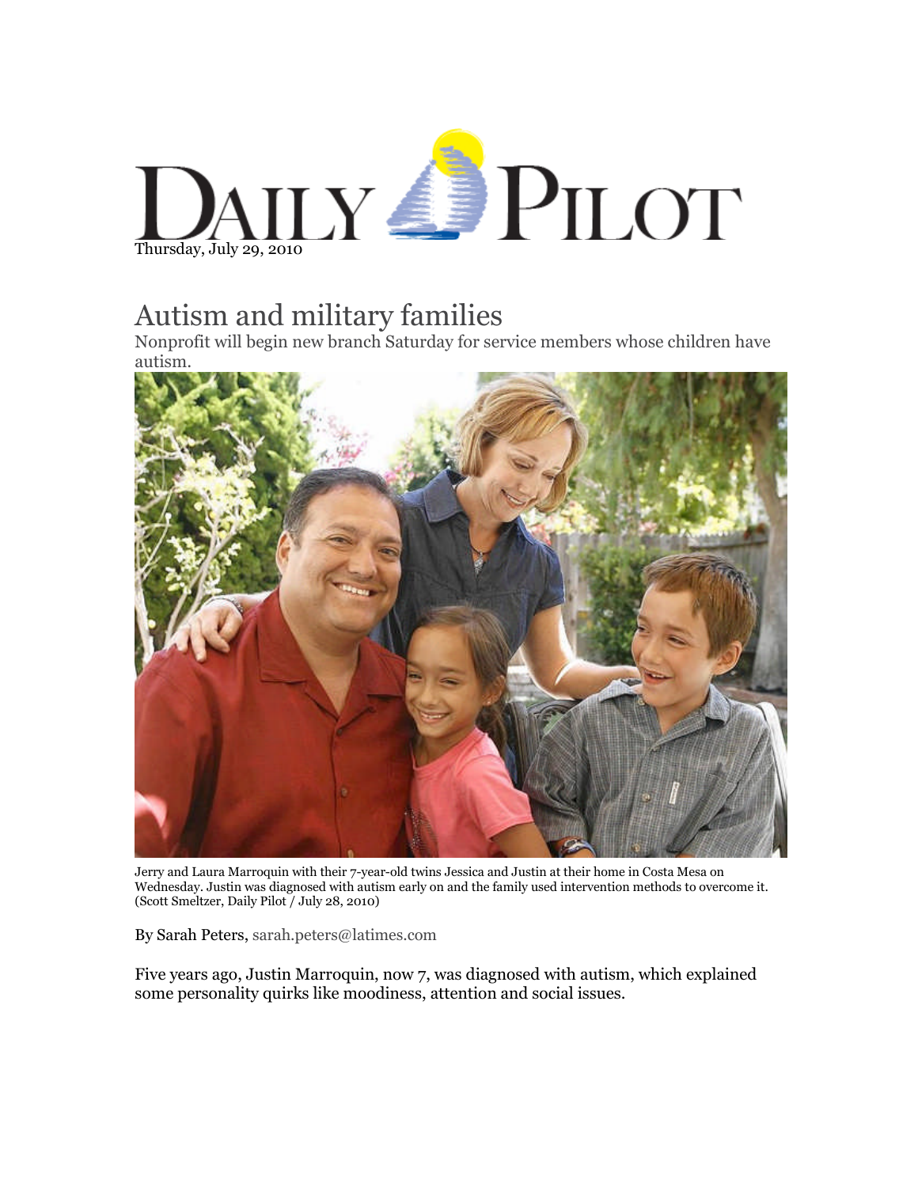# DAILY PILOT

Thursday, July 29, 2010

## Autism and military families

Nonprofit will begin new branch Saturday for service members whose children have autism.

Jerry and Laura Marroquin with their 7-year-old twins Jessica and Justin at their home in Costa Mesa on Wednesday. Justin was diagnosed with autism early on and the family used intervention methods to overcome it. (Scott Smeltzer, Daily Pilot / July 28, 2010)

By Sarah Peters, sarah.peters@latimes.com

Five years ago, Justin Marroquin, now 7, was diagnosed with autism, which explained some personality quirks like moodiness, attention and social issues.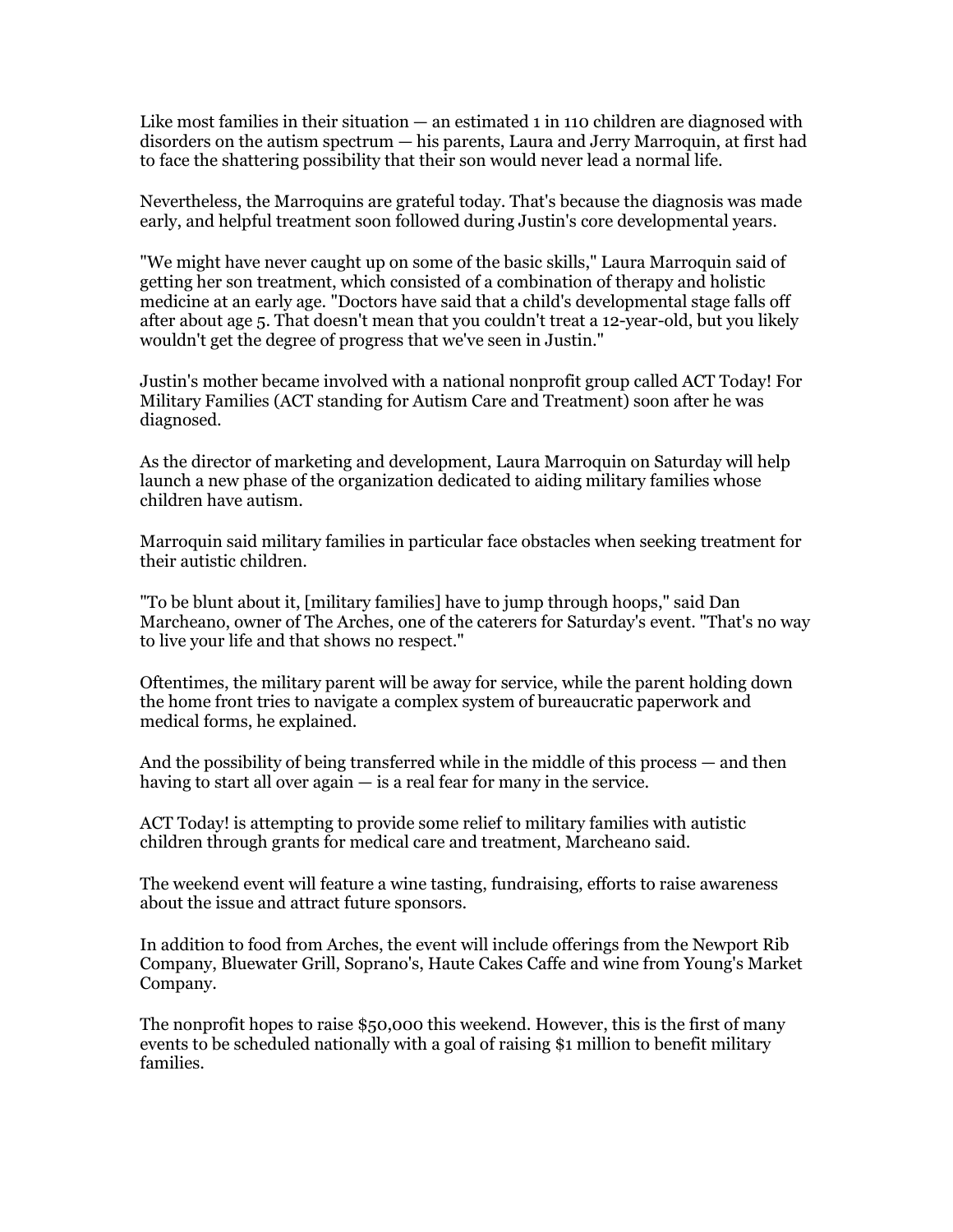Like most families in their situation — an estimated 1 in 110 children are diagnosed with disorders on the autism spectrum — his parents, Laura and Jerry Marroquin, at first had to face the shattering possibility that their son would never lead a normal life.

Nevertheless, the Marroquins are grateful today. That's because the diagnosis was made early, and helpful treatment soon followed during Justin's core developmental years.

"We might have never caught up on some of the basic skills," Laura Marroquin said of getting her son treatment, which consisted of a combination of therapy and holistic medicine at an early age. "Doctors have said that a child's developmental stage falls off after about age 5. That doesn't mean that you couldn't treat a 12-year-old, but you likely wouldn't get the degree of progress that we've seen in Justin."

Justin's mother became involved with a national nonprofit group called ACT Today! For Military Families (ACT standing for Autism Care and Treatment) soon after he was diagnosed.

As the director of marketing and development, Laura Marroquin on Saturday will help launch a new phase of the organization dedicated to aiding military families whose children have autism.

Marroquin said military families in particular face obstacles when seeking treatment for their autistic children.

"To be blunt about it, [military families] have to jump through hoops," said Dan Marcheano, owner of The Arches, one of the caterers for Saturday's event. "That's no way to live your life and that shows no respect."

Oftentimes, the military parent will be away for service, while the parent holding down the home front tries to navigate a complex system of bureaucratic paperwork and medical forms, he explained.

And the possibility of being transferred while in the middle of this process — and then having to start all over again — is a real fear for many in the service.

ACT Today! is attempting to provide some relief to military families with autistic children through grants for medical care and treatment, Marcheano said.

The weekend event will feature a wine tasting, fundraising, efforts to raise awareness about the issue and attract future sponsors.

In addition to food from Arches, the event will include offerings from the Newport Rib Company, Bluewater Grill, Soprano's, Haute Cakes Caffe and wine from Young's Market Company.

The nonprofit hopes to raise $50,000 this weekend. However, this is the first of many events to be scheduled nationally with a goal of raising $1 million to benefit military families.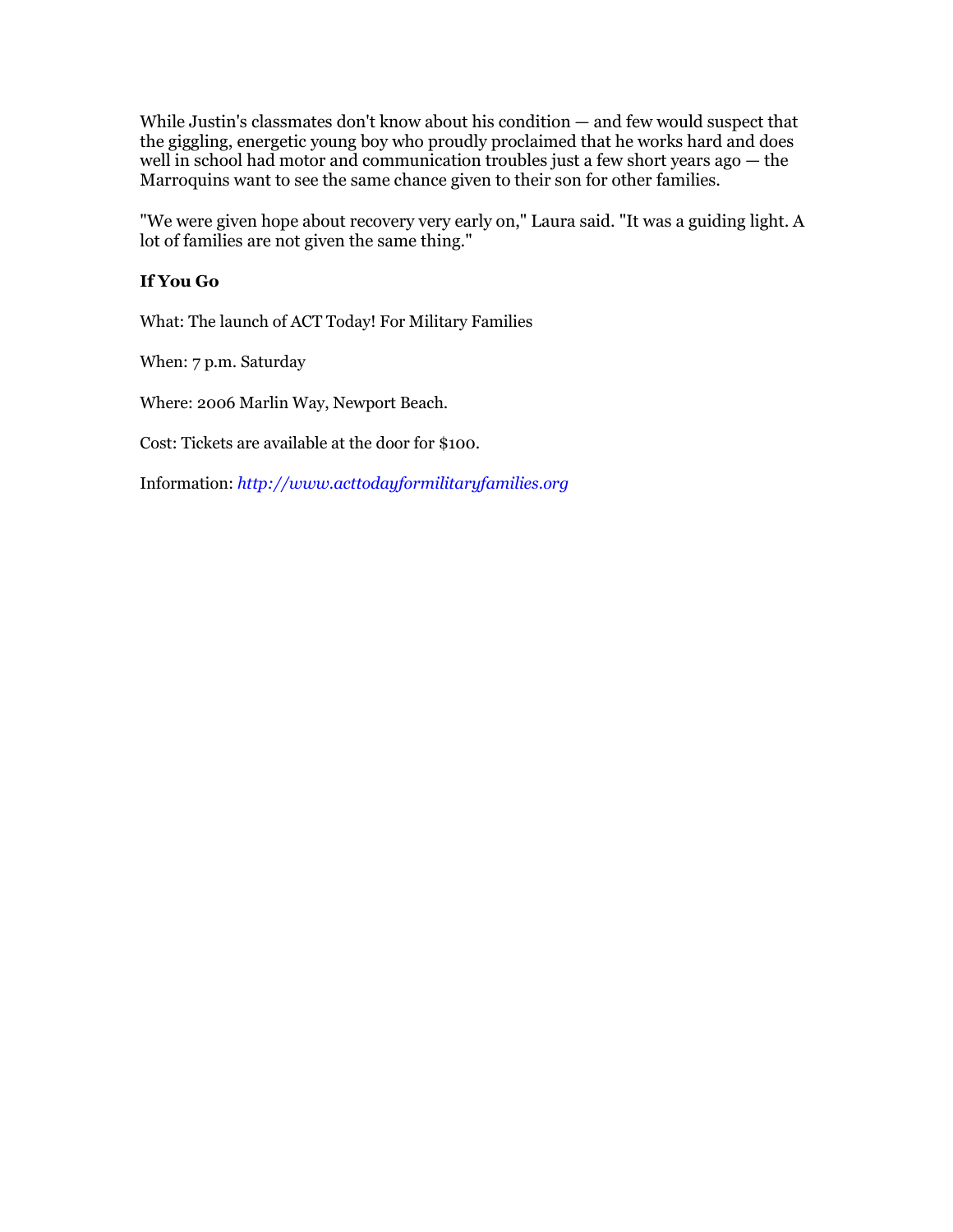While Justin's classmates don't know about his condition — and few would suspect that the giggling, energetic young boy who proudly proclaimed that he works hard and does well in school had motor and communication troubles just a few short years ago — the Marroquins want to see the same chance given to their son for other families.

"We were given hope about recovery very early on," Laura said. "It was a guiding light. A lot of families are not given the same thing."

**If You Go**

What: The launch of ACT Today! For Military Families

When: 7 p.m. Saturday

Where: 2006 Marlin Way, Newport Beach.

Cost: Tickets are available at the door for $100.

Information: *http://www.acttodayformilitaryfamilies.org*